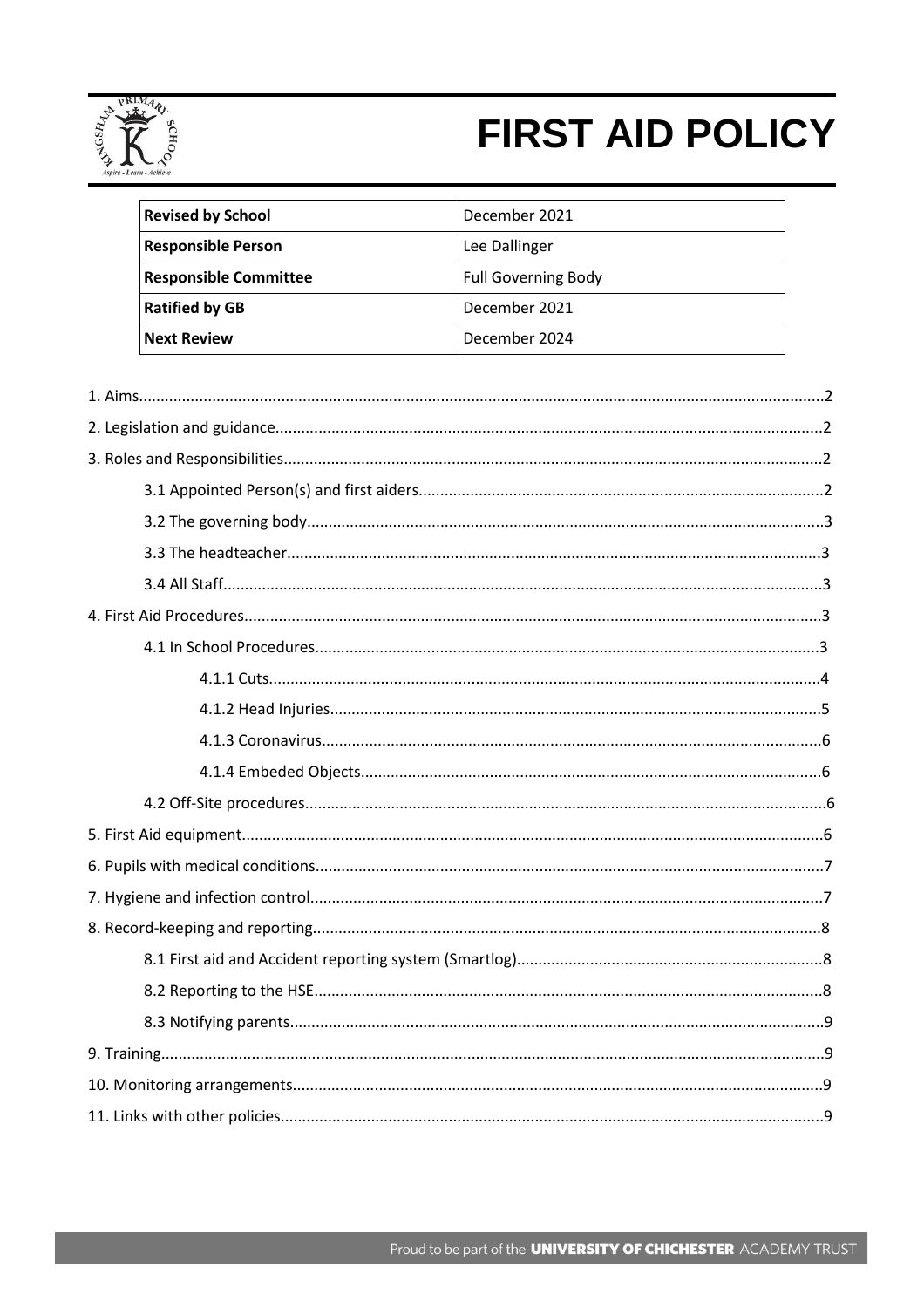# FIRST AID POLICY

| Revised by School | December 2021 |
|---|---|
| **Responsible Person** | Lee Dallinger |
| **Responsible Committee** | Full Governing Body |
| **Ratified by GB** | December 2021 |
| **Next Review** | December 2024 |

1. Aims....................2
2. Legislation and guidance....................2
3. Roles and Responsibilities....................2
    - 3.1 Appointed Person(s) and first aiders....................2
    - 3.2 The governing body....................3
    - 3.3 The headteacher....................3
    - 3.4 All Staff....................3
4. First Aid Procedures....................3
    - 4.1 In School Procedures....................3
        - 4.1.1 Cuts....................4
        - 4.1.2 Head Injuries....................5
        - 4.1.3 Coronavirus....................6
        - 4.1.4 Embeded Objects....................6
    - 4.2 Off-Site procedures....................6
5. First Aid equipment....................6
6. Pupils with medical conditions....................7
7. Hygiene and infection control....................7
8. Record-keeping and reporting....................8
    - 8.1 First aid and Accident reporting system (Smartlog)....................8
    - 8.2 Reporting to the HSE....................8
    - 8.3 Notifying parents....................9
9. Training....................9
10. Monitoring arrangements....................9
11. Links with other policies....................9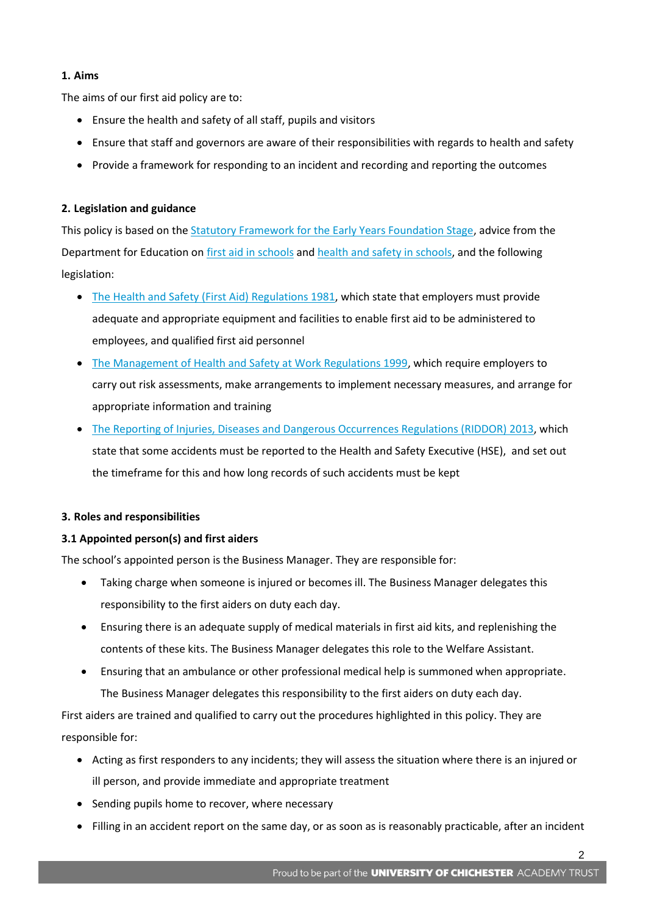## 1. Aims

The aims of our first aid policy are to:

- Ensure the health and safety of all staff, pupils and visitors
- Ensure that staff and governors are aware of their responsibilities with regards to health and safety
- Provide a framework for responding to an incident and recording and reporting the outcomes

## 2. Legislation and guidance

This policy is based on the Statutory Framework for the Early Years Foundation Stage, advice from the Department for Education on first aid in schools and health and safety in schools, and the following legislation:

- The Health and Safety (First Aid) Regulations 1981, which state that employers must provide adequate and appropriate equipment and facilities to enable first aid to be administered to employees, and qualified first aid personnel
- The Management of Health and Safety at Work Regulations 1999, which require employers to carry out risk assessments, make arrangements to implement necessary measures, and arrange for appropriate information and training
- The Reporting of Injuries, Diseases and Dangerous Occurrences Regulations (RIDDOR) 2013, which state that some accidents must be reported to the Health and Safety Executive (HSE), and set out the timeframe for this and how long records of such accidents must be kept

## 3. Roles and responsibilities

### 3.1 Appointed person(s) and first aiders

The school's appointed person is the Business Manager. They are responsible for:

- Taking charge when someone is injured or becomes ill. The Business Manager delegates this responsibility to the first aiders on duty each day.
- Ensuring there is an adequate supply of medical materials in first aid kits, and replenishing the contents of these kits. The Business Manager delegates this role to the Welfare Assistant.
- Ensuring that an ambulance or other professional medical help is summoned when appropriate. The Business Manager delegates this responsibility to the first aiders on duty each day.

First aiders are trained and qualified to carry out the procedures highlighted in this policy. They are responsible for:

- Acting as first responders to any incidents; they will assess the situation where there is an injured or ill person, and provide immediate and appropriate treatment
- Sending pupils home to recover, where necessary
- Filling in an accident report on the same day, or as soon as is reasonably practicable, after an incident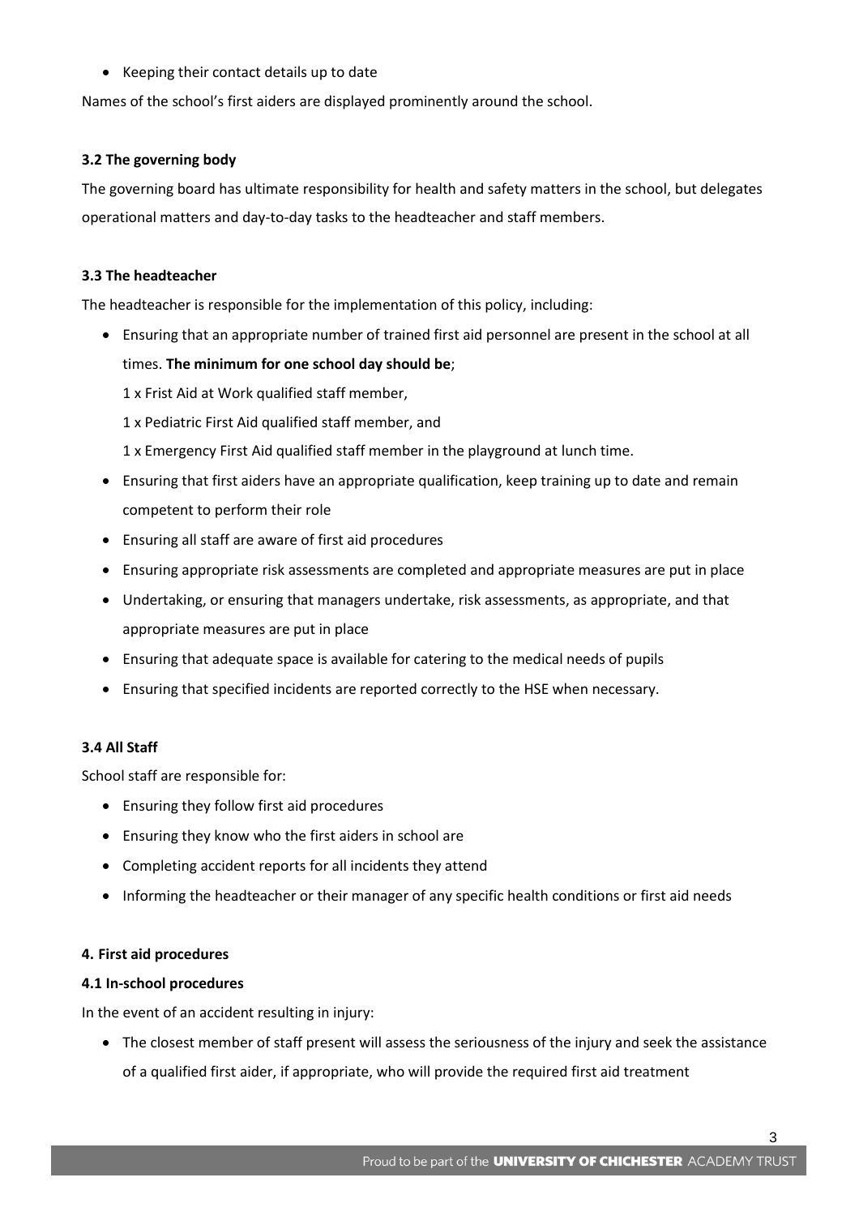- Keeping their contact details up to date

Names of the school's first aiders are displayed prominently around the school.

### 3.2 The governing body

The governing board has ultimate responsibility for health and safety matters in the school, but delegates operational matters and day-to-day tasks to the headteacher and staff members.

### 3.3 The headteacher

The headteacher is responsible for the implementation of this policy, including:

- Ensuring that an appropriate number of trained first aid personnel are present in the school at all times. **The minimum for one school day should be**;
  1 x Frist Aid at Work qualified staff member,
  1 x Pediatric First Aid qualified staff member, and
  1 x Emergency First Aid qualified staff member in the playground at lunch time.
- Ensuring that first aiders have an appropriate qualification, keep training up to date and remain competent to perform their role
- Ensuring all staff are aware of first aid procedures
- Ensuring appropriate risk assessments are completed and appropriate measures are put in place
- Undertaking, or ensuring that managers undertake, risk assessments, as appropriate, and that appropriate measures are put in place
- Ensuring that adequate space is available for catering to the medical needs of pupils
- Ensuring that specified incidents are reported correctly to the HSE when necessary.

### 3.4 All Staff

School staff are responsible for:

- Ensuring they follow first aid procedures
- Ensuring they know who the first aiders in school are
- Completing accident reports for all incidents they attend
- Informing the headteacher or their manager of any specific health conditions or first aid needs

## 4. First aid procedures

### 4.1 In-school procedures

In the event of an accident resulting in injury:

- The closest member of staff present will assess the seriousness of the injury and seek the assistance of a qualified first aider, if appropriate, who will provide the required first aid treatment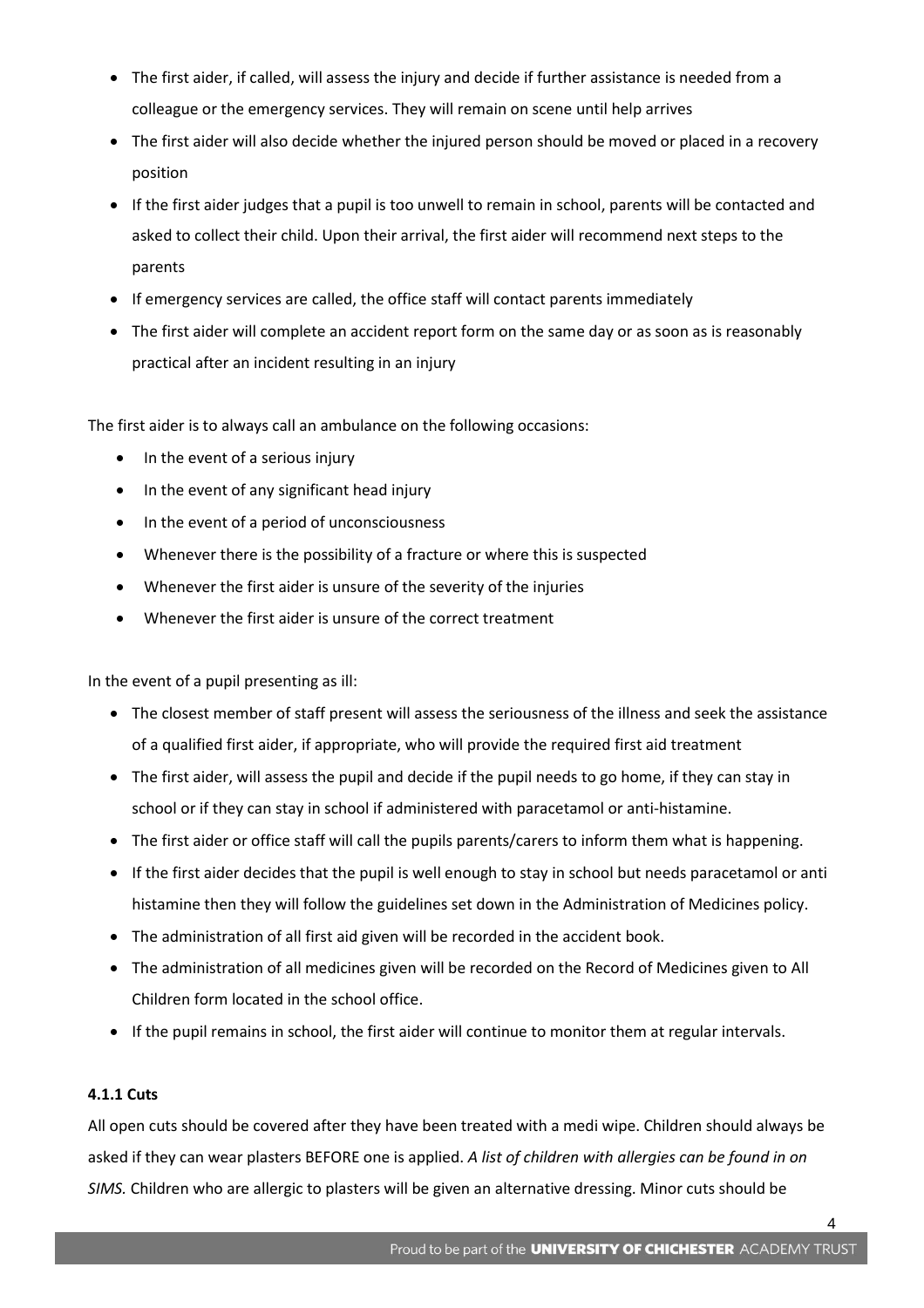- The first aider, if called, will assess the injury and decide if further assistance is needed from a colleague or the emergency services. They will remain on scene until help arrives
- The first aider will also decide whether the injured person should be moved or placed in a recovery position
- If the first aider judges that a pupil is too unwell to remain in school, parents will be contacted and asked to collect their child. Upon their arrival, the first aider will recommend next steps to the parents
- If emergency services are called, the office staff will contact parents immediately
- The first aider will complete an accident report form on the same day or as soon as is reasonably practical after an incident resulting in an injury

The first aider is to always call an ambulance on the following occasions:

- In the event of a serious injury
- In the event of any significant head injury
- In the event of a period of unconsciousness
- Whenever there is the possibility of a fracture or where this is suspected
- Whenever the first aider is unsure of the severity of the injuries
- Whenever the first aider is unsure of the correct treatment

In the event of a pupil presenting as ill:

- The closest member of staff present will assess the seriousness of the illness and seek the assistance of a qualified first aider, if appropriate, who will provide the required first aid treatment
- The first aider, will assess the pupil and decide if the pupil needs to go home, if they can stay in school or if they can stay in school if administered with paracetamol or anti-histamine.
- The first aider or office staff will call the pupils parents/carers to inform them what is happening.
- If the first aider decides that the pupil is well enough to stay in school but needs paracetamol or anti histamine then they will follow the guidelines set down in the Administration of Medicines policy.
- The administration of all first aid given will be recorded in the accident book.
- The administration of all medicines given will be recorded on the Record of Medicines given to All Children form located in the school office.
- If the pupil remains in school, the first aider will continue to monitor them at regular intervals.

**4.1.1 Cuts**

All open cuts should be covered after they have been treated with a medi wipe. Children should always be asked if they can wear plasters BEFORE one is applied. *A list of children with allergies can be found in on SIMS.* Children who are allergic to plasters will be given an alternative dressing. Minor cuts should be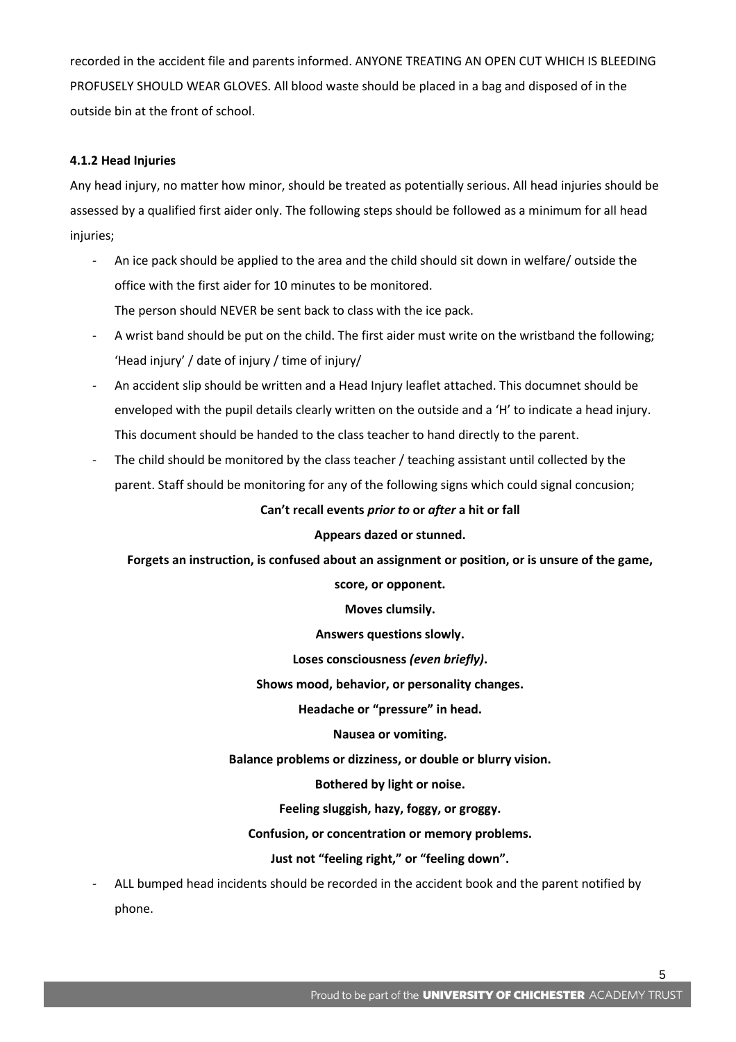recorded in the accident file and parents informed. ANYONE TREATING AN OPEN CUT WHICH IS BLEEDING PROFUSELY SHOULD WEAR GLOVES. All blood waste should be placed in a bag and disposed of in the outside bin at the front of school.

#### 4.1.2 Head Injuries

Any head injury, no matter how minor, should be treated as potentially serious. All head injuries should be assessed by a qualified first aider only. The following steps should be followed as a minimum for all head injuries;

- An ice pack should be applied to the area and the child should sit down in welfare/ outside the office with the first aider for 10 minutes to be monitored.
  The person should NEVER be sent back to class with the ice pack.
- A wrist band should be put on the child. The first aider must write on the wristband the following; 'Head injury' / date of injury / time of injury/
- An accident slip should be written and a Head Injury leaflet attached. This documnet should be enveloped with the pupil details clearly written on the outside and a 'H' to indicate a head injury. This document should be handed to the class teacher to hand directly to the parent.
- The child should be monitored by the class teacher / teaching assistant until collected by the parent. Staff should be monitoring for any of the following signs which could signal concusion;

  **Can't recall events *prior to* or *after* a hit or fall**

  **Appears dazed or stunned.**

  **Forgets an instruction, is confused about an assignment or position, or is unsure of the game, score, or opponent.**

  **Moves clumsily.**

  **Answers questions slowly.**

  **Loses consciousness *(even briefly)*.**

  **Shows mood, behavior, or personality changes.**

  **Headache or "pressure" in head.**

  **Nausea or vomiting.**

  **Balance problems or dizziness, or double or blurry vision.**

  **Bothered by light or noise.**

  **Feeling sluggish, hazy, foggy, or groggy.**

  **Confusion, or concentration or memory problems.**

  **Just not "feeling right," or "feeling down".**

- ALL bumped head incidents should be recorded in the accident book and the parent notified by phone.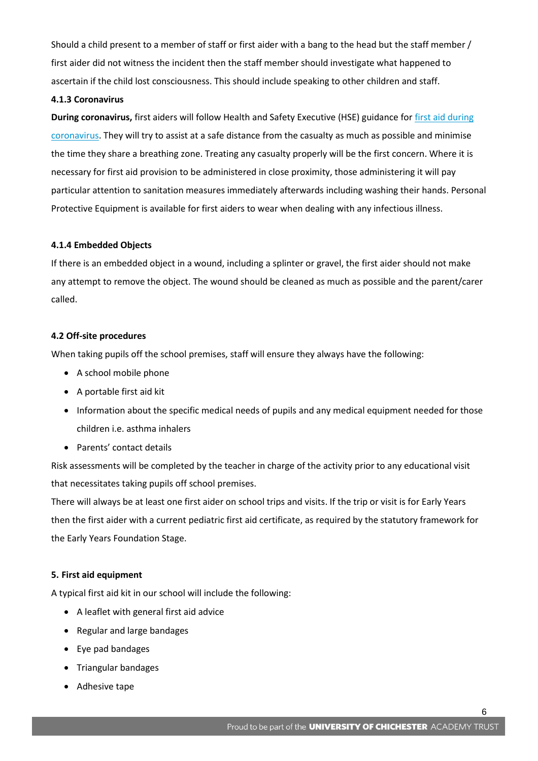Should a child present to a member of staff or first aider with a bang to the head but the staff member / first aider did not witness the incident then the staff member should investigate what happened to ascertain if the child lost consciousness. This should include speaking to other children and staff.

#### 4.1.3 Coronavirus

**During coronavirus,** first aiders will follow Health and Safety Executive (HSE) guidance for first aid during coronavirus. They will try to assist at a safe distance from the casualty as much as possible and minimise the time they share a breathing zone. Treating any casualty properly will be the first concern. Where it is necessary for first aid provision to be administered in close proximity, those administering it will pay particular attention to sanitation measures immediately afterwards including washing their hands. Personal Protective Equipment is available for first aiders to wear when dealing with any infectious illness.

#### 4.1.4 Embedded Objects

If there is an embedded object in a wound, including a splinter or gravel, the first aider should not make any attempt to remove the object. The wound should be cleaned as much as possible and the parent/carer called.

### 4.2 Off-site procedures

When taking pupils off the school premises, staff will ensure they always have the following:

- A school mobile phone
- A portable first aid kit
- Information about the specific medical needs of pupils and any medical equipment needed for those children i.e. asthma inhalers
- Parents' contact details

Risk assessments will be completed by the teacher in charge of the activity prior to any educational visit that necessitates taking pupils off school premises.

There will always be at least one first aider on school trips and visits. If the trip or visit is for Early Years then the first aider with a current pediatric first aid certificate, as required by the statutory framework for the Early Years Foundation Stage.

## 5. First aid equipment

A typical first aid kit in our school will include the following:

- A leaflet with general first aid advice
- Regular and large bandages
- Eye pad bandages
- Triangular bandages
- Adhesive tape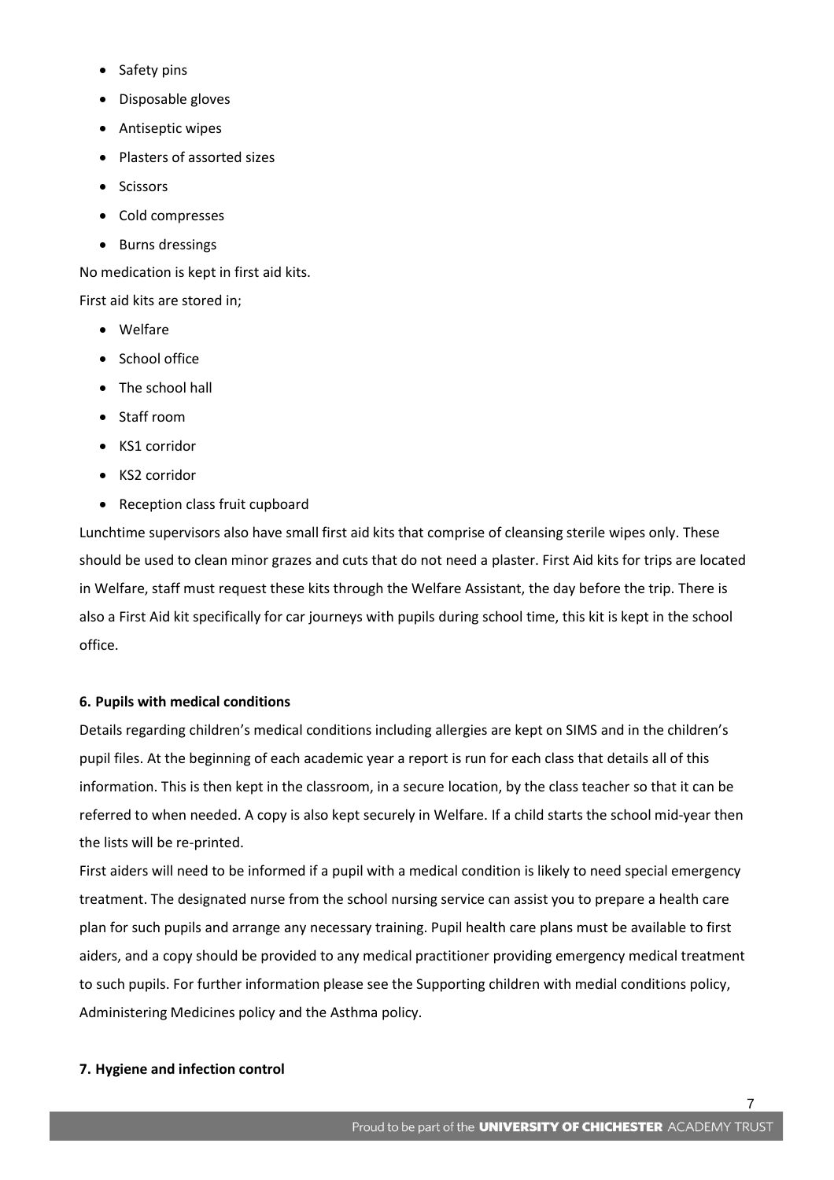- Safety pins
- Disposable gloves
- Antiseptic wipes
- Plasters of assorted sizes
- Scissors
- Cold compresses
- Burns dressings

No medication is kept in first aid kits.

First aid kits are stored in;

- Welfare
- School office
- The school hall
- Staff room
- KS1 corridor
- KS2 corridor
- Reception class fruit cupboard

Lunchtime supervisors also have small first aid kits that comprise of cleansing sterile wipes only. These should be used to clean minor grazes and cuts that do not need a plaster. First Aid kits for trips are located in Welfare, staff must request these kits through the Welfare Assistant, the day before the trip. There is also a First Aid kit specifically for car journeys with pupils during school time, this kit is kept in the school office.

**6. Pupils with medical conditions**

Details regarding children's medical conditions including allergies are kept on SIMS and in the children's pupil files. At the beginning of each academic year a report is run for each class that details all of this information. This is then kept in the classroom, in a secure location, by the class teacher so that it can be referred to when needed. A copy is also kept securely in Welfare. If a child starts the school mid-year then the lists will be re-printed.

First aiders will need to be informed if a pupil with a medical condition is likely to need special emergency treatment. The designated nurse from the school nursing service can assist you to prepare a health care plan for such pupils and arrange any necessary training. Pupil health care plans must be available to first aiders, and a copy should be provided to any medical practitioner providing emergency medical treatment to such pupils. For further information please see the Supporting children with medial conditions policy, Administering Medicines policy and the Asthma policy.

**7. Hygiene and infection control**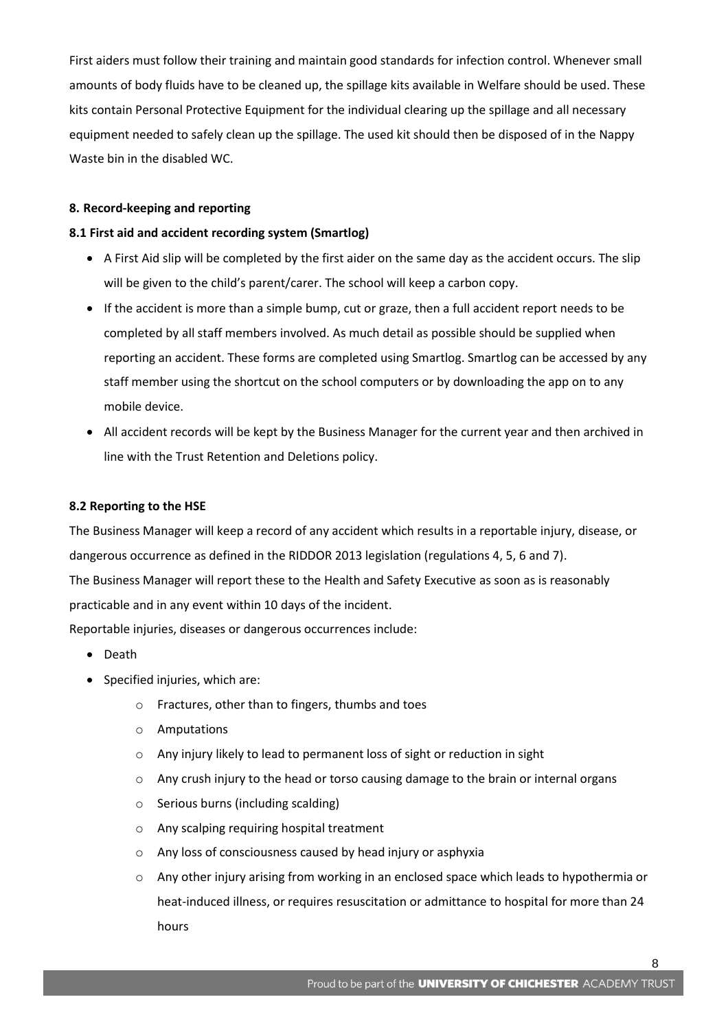First aiders must follow their training and maintain good standards for infection control. Whenever small amounts of body fluids have to be cleaned up, the spillage kits available in Welfare should be used. These kits contain Personal Protective Equipment for the individual clearing up the spillage and all necessary equipment needed to safely clean up the spillage. The used kit should then be disposed of in the Nappy Waste bin in the disabled WC.

### 8. Record-keeping and reporting

#### 8.1 First aid and accident recording system (Smartlog)

- A First Aid slip will be completed by the first aider on the same day as the accident occurs. The slip will be given to the child's parent/carer. The school will keep a carbon copy.
- If the accident is more than a simple bump, cut or graze, then a full accident report needs to be completed by all staff members involved. As much detail as possible should be supplied when reporting an accident. These forms are completed using Smartlog. Smartlog can be accessed by any staff member using the shortcut on the school computers or by downloading the app on to any mobile device.
- All accident records will be kept by the Business Manager for the current year and then archived in line with the Trust Retention and Deletions policy.

#### 8.2 Reporting to the HSE

The Business Manager will keep a record of any accident which results in a reportable injury, disease, or dangerous occurrence as defined in the RIDDOR 2013 legislation (regulations 4, 5, 6 and 7).
The Business Manager will report these to the Health and Safety Executive as soon as is reasonably practicable and in any event within 10 days of the incident.
Reportable injuries, diseases or dangerous occurrences include:

- Death
- Specified injuries, which are:
  - Fractures, other than to fingers, thumbs and toes
  - Amputations
  - Any injury likely to lead to permanent loss of sight or reduction in sight
  - Any crush injury to the head or torso causing damage to the brain or internal organs
  - Serious burns (including scalding)
  - Any scalping requiring hospital treatment
  - Any loss of consciousness caused by head injury or asphyxia
  - Any other injury arising from working in an enclosed space which leads to hypothermia or heat-induced illness, or requires resuscitation or admittance to hospital for more than 24 hours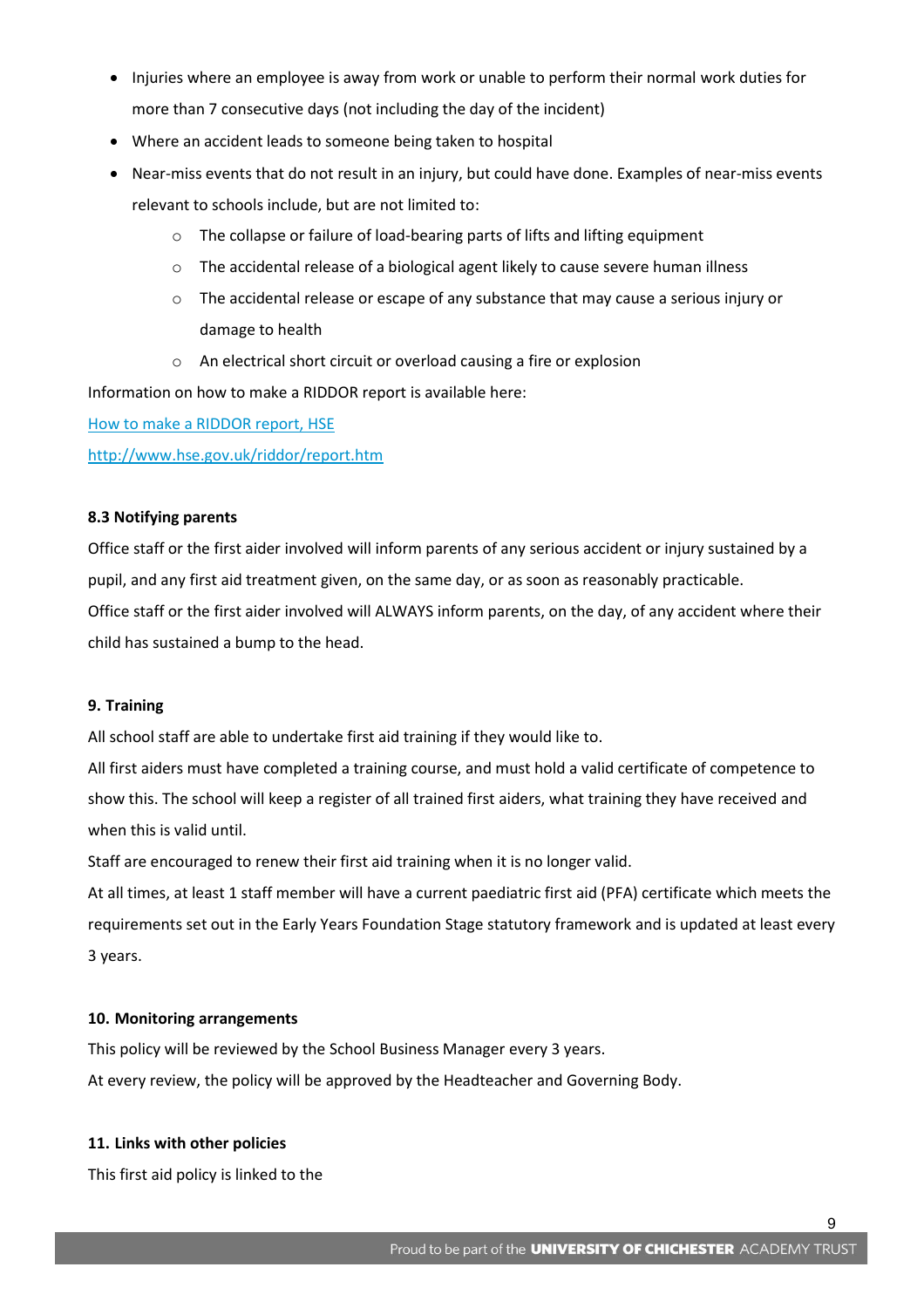- Injuries where an employee is away from work or unable to perform their normal work duties for more than 7 consecutive days (not including the day of the incident)
- Where an accident leads to someone being taken to hospital
- Near-miss events that do not result in an injury, but could have done. Examples of near-miss events relevant to schools include, but are not limited to:
  - The collapse or failure of load-bearing parts of lifts and lifting equipment
  - The accidental release of a biological agent likely to cause severe human illness
  - The accidental release or escape of any substance that may cause a serious injury or damage to health
  - An electrical short circuit or overload causing a fire or explosion

Information on how to make a RIDDOR report is available here:

[How to make a RIDDOR report, HSE](http://www.hse.gov.uk/riddor/report.htm)

http://www.hse.gov.uk/riddor/report.htm

### 8.3 Notifying parents

Office staff or the first aider involved will inform parents of any serious accident or injury sustained by a pupil, and any first aid treatment given, on the same day, or as soon as reasonably practicable.

Office staff or the first aider involved will ALWAYS inform parents, on the day, of any accident where their child has sustained a bump to the head.

## 9. Training

All school staff are able to undertake first aid training if they would like to.

All first aiders must have completed a training course, and must hold a valid certificate of competence to show this. The school will keep a register of all trained first aiders, what training they have received and when this is valid until.

Staff are encouraged to renew their first aid training when it is no longer valid.

At all times, at least 1 staff member will have a current paediatric first aid (PFA) certificate which meets the requirements set out in the Early Years Foundation Stage statutory framework and is updated at least every 3 years.

## 10. Monitoring arrangements

This policy will be reviewed by the School Business Manager every 3 years.

At every review, the policy will be approved by the Headteacher and Governing Body.

## 11. Links with other policies

This first aid policy is linked to the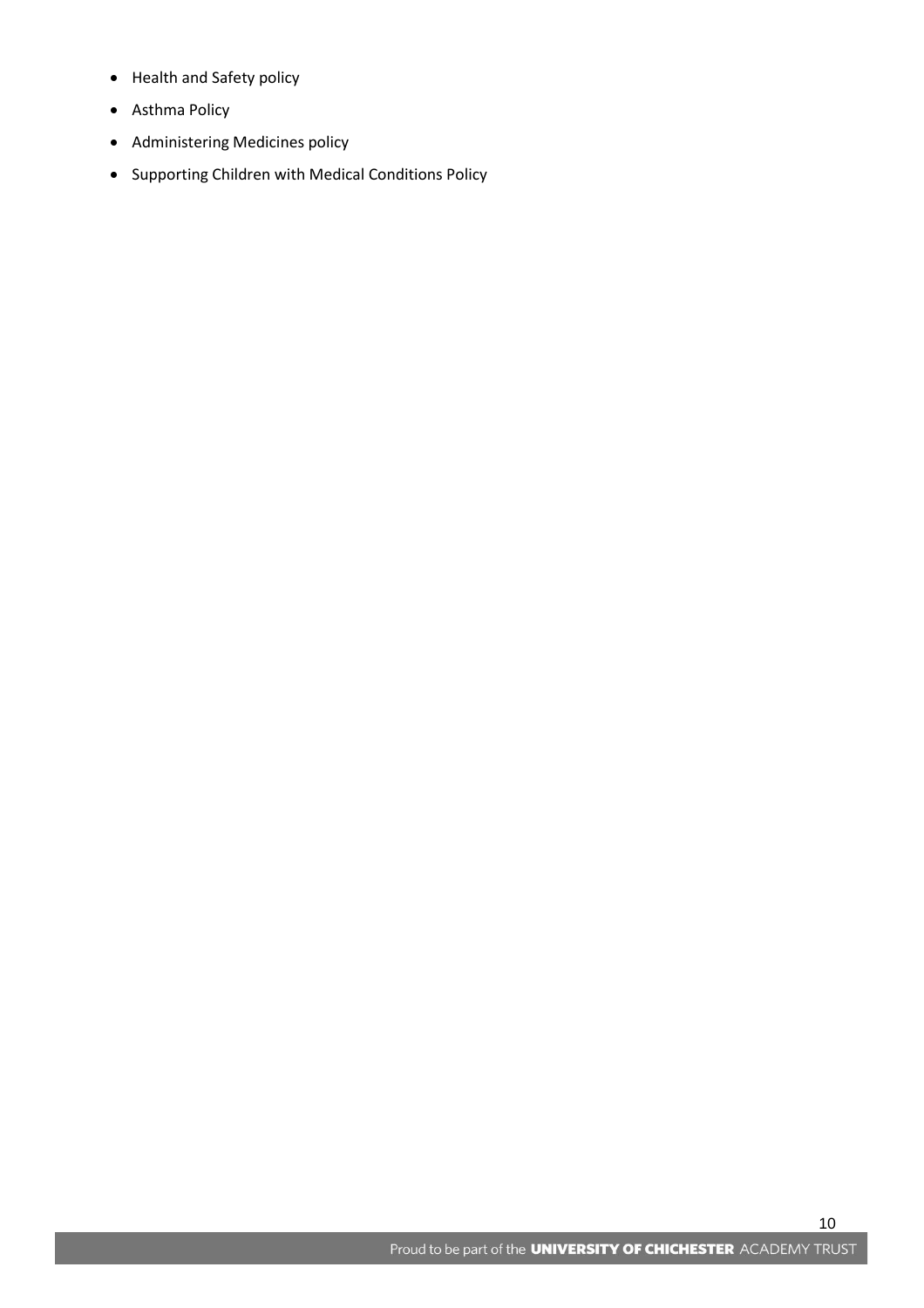- Health and Safety policy
- Asthma Policy
- Administering Medicines policy
- Supporting Children with Medical Conditions Policy